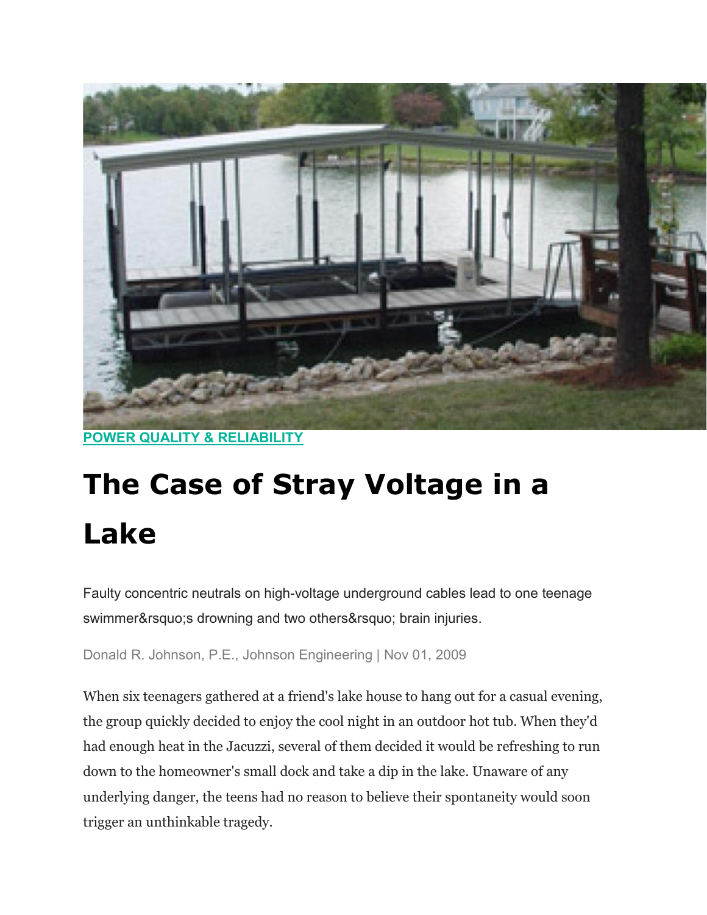POWER QUALITY & RELIABILITY

# The Case of Stray Voltage in a Lake

Faulty concentric neutrals on high-voltage underground cables lead to one teenage swimmer&rsquo;s drowning and two others&rsquo; brain injuries.

Donald R. Johnson, P.E., Johnson Engineering | Nov 01, 2009

When six teenagers gathered at a friend's lake house to hang out for a casual evening, the group quickly decided to enjoy the cool night in an outdoor hot tub. When they'd had enough heat in the Jacuzzi, several of them decided it would be refreshing to run down to the homeowner's small dock and take a dip in the lake. Unaware of any underlying danger, the teens had no reason to believe their spontaneity would soon trigger an unthinkable tragedy.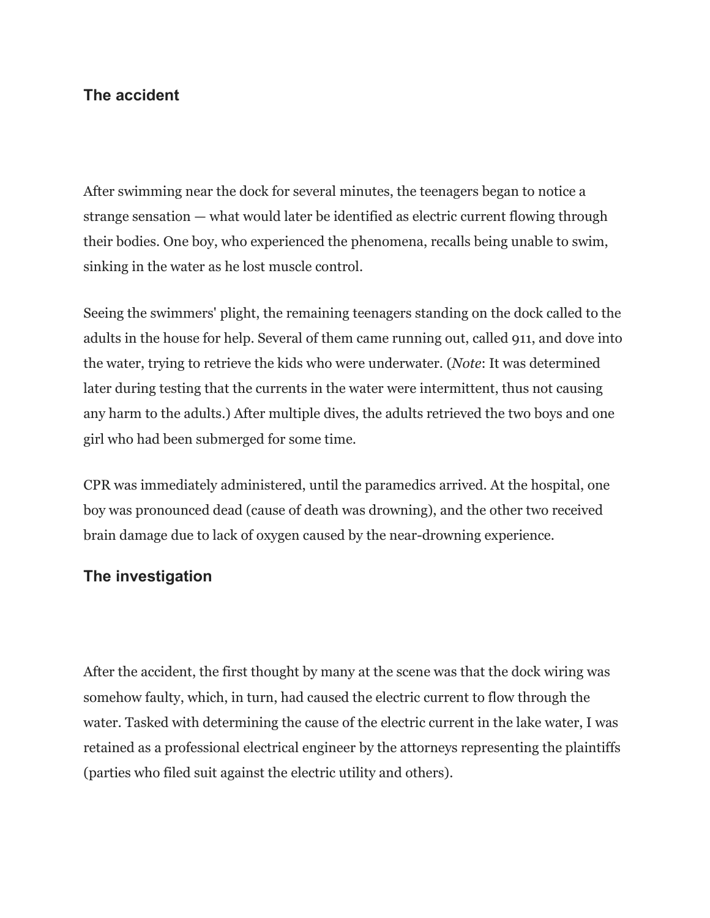## The accident

After swimming near the dock for several minutes, the teenagers began to notice a strange sensation — what would later be identified as electric current flowing through their bodies. One boy, who experienced the phenomena, recalls being unable to swim, sinking in the water as he lost muscle control.

Seeing the swimmers' plight, the remaining teenagers standing on the dock called to the adults in the house for help. Several of them came running out, called 911, and dove into the water, trying to retrieve the kids who were underwater. (*Note*: It was determined later during testing that the currents in the water were intermittent, thus not causing any harm to the adults.) After multiple dives, the adults retrieved the two boys and one girl who had been submerged for some time.

CPR was immediately administered, until the paramedics arrived. At the hospital, one boy was pronounced dead (cause of death was drowning), and the other two received brain damage due to lack of oxygen caused by the near-drowning experience.

## The investigation

After the accident, the first thought by many at the scene was that the dock wiring was somehow faulty, which, in turn, had caused the electric current to flow through the water. Tasked with determining the cause of the electric current in the lake water, I was retained as a professional electrical engineer by the attorneys representing the plaintiffs (parties who filed suit against the electric utility and others).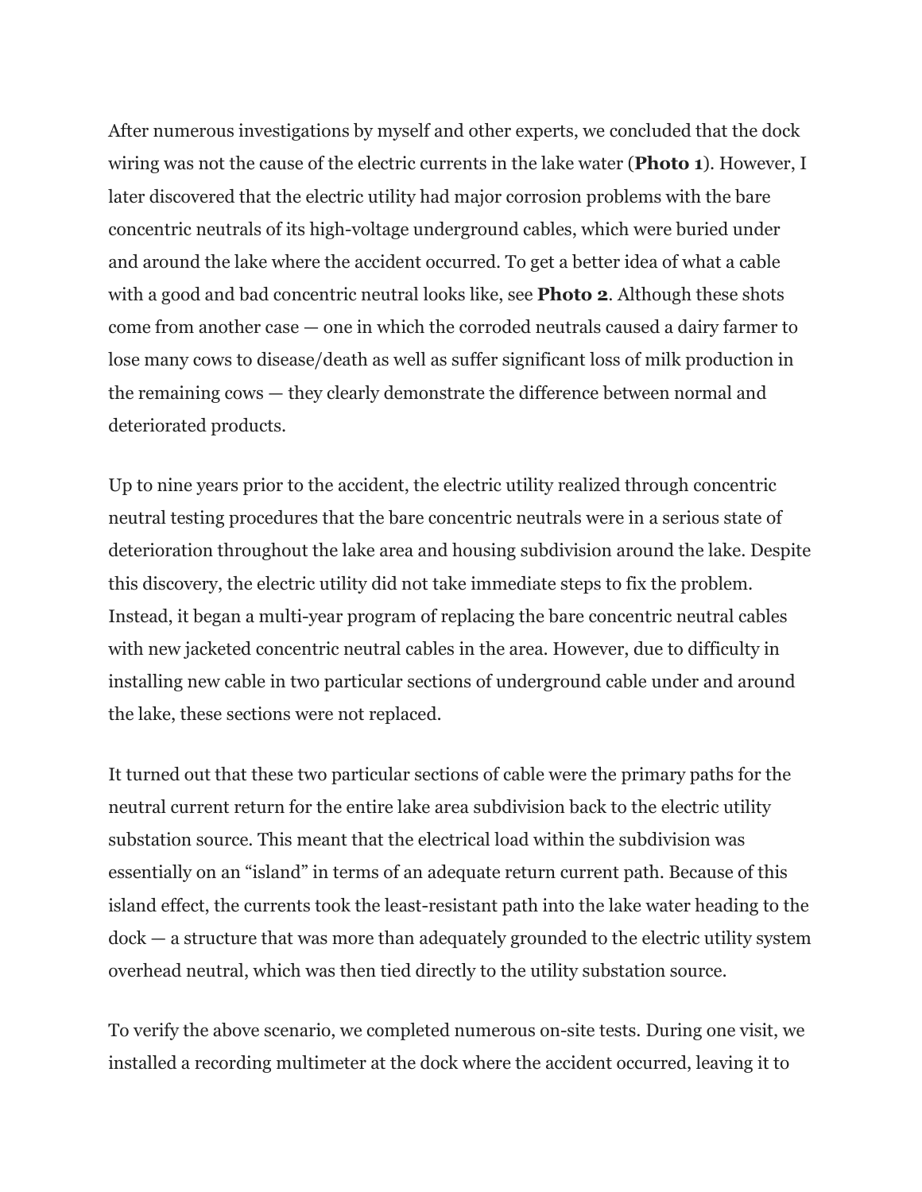After numerous investigations by myself and other experts, we concluded that the dock wiring was not the cause of the electric currents in the lake water (**Photo 1**). However, I later discovered that the electric utility had major corrosion problems with the bare concentric neutrals of its high-voltage underground cables, which were buried under and around the lake where the accident occurred. To get a better idea of what a cable with a good and bad concentric neutral looks like, see **Photo 2**. Although these shots come from another case — one in which the corroded neutrals caused a dairy farmer to lose many cows to disease/death as well as suffer significant loss of milk production in the remaining cows — they clearly demonstrate the difference between normal and deteriorated products.

Up to nine years prior to the accident, the electric utility realized through concentric neutral testing procedures that the bare concentric neutrals were in a serious state of deterioration throughout the lake area and housing subdivision around the lake. Despite this discovery, the electric utility did not take immediate steps to fix the problem. Instead, it began a multi-year program of replacing the bare concentric neutral cables with new jacketed concentric neutral cables in the area. However, due to difficulty in installing new cable in two particular sections of underground cable under and around the lake, these sections were not replaced.

It turned out that these two particular sections of cable were the primary paths for the neutral current return for the entire lake area subdivision back to the electric utility substation source. This meant that the electrical load within the subdivision was essentially on an "island" in terms of an adequate return current path. Because of this island effect, the currents took the least-resistant path into the lake water heading to the dock — a structure that was more than adequately grounded to the electric utility system overhead neutral, which was then tied directly to the utility substation source.

To verify the above scenario, we completed numerous on-site tests. During one visit, we installed a recording multimeter at the dock where the accident occurred, leaving it to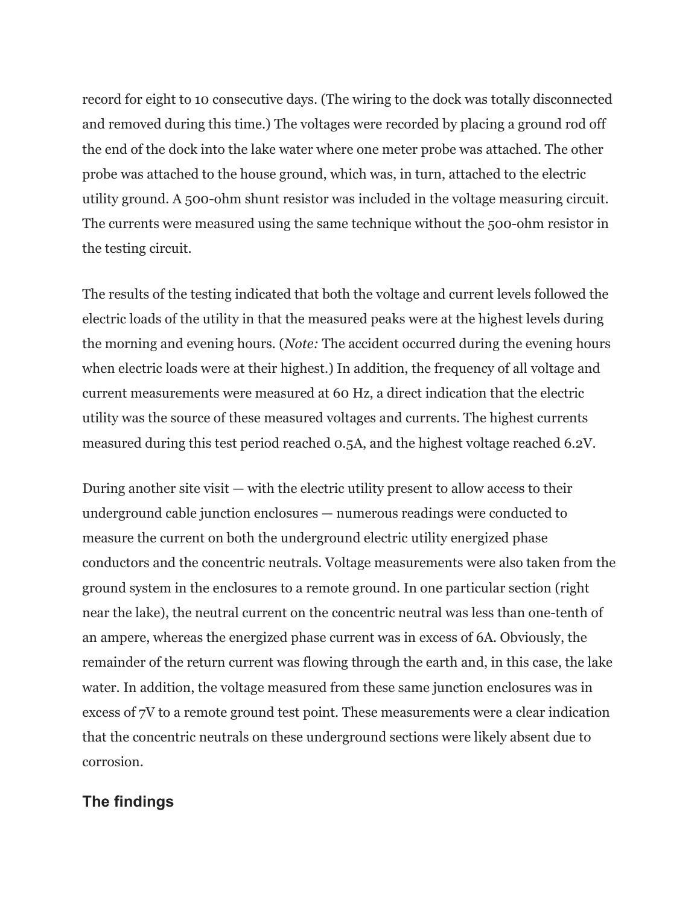record for eight to 10 consecutive days. (The wiring to the dock was totally disconnected and removed during this time.) The voltages were recorded by placing a ground rod off the end of the dock into the lake water where one meter probe was attached. The other probe was attached to the house ground, which was, in turn, attached to the electric utility ground. A 500-ohm shunt resistor was included in the voltage measuring circuit. The currents were measured using the same technique without the 500-ohm resistor in the testing circuit.

The results of the testing indicated that both the voltage and current levels followed the electric loads of the utility in that the measured peaks were at the highest levels during the morning and evening hours. (*Note:* The accident occurred during the evening hours when electric loads were at their highest.) In addition, the frequency of all voltage and current measurements were measured at 60 Hz, a direct indication that the electric utility was the source of these measured voltages and currents. The highest currents measured during this test period reached 0.5A, and the highest voltage reached 6.2V.

During another site visit — with the electric utility present to allow access to their underground cable junction enclosures — numerous readings were conducted to measure the current on both the underground electric utility energized phase conductors and the concentric neutrals. Voltage measurements were also taken from the ground system in the enclosures to a remote ground. In one particular section (right near the lake), the neutral current on the concentric neutral was less than one-tenth of an ampere, whereas the energized phase current was in excess of 6A. Obviously, the remainder of the return current was flowing through the earth and, in this case, the lake water. In addition, the voltage measured from these same junction enclosures was in excess of 7V to a remote ground test point. These measurements were a clear indication that the concentric neutrals on these underground sections were likely absent due to corrosion.

## The findings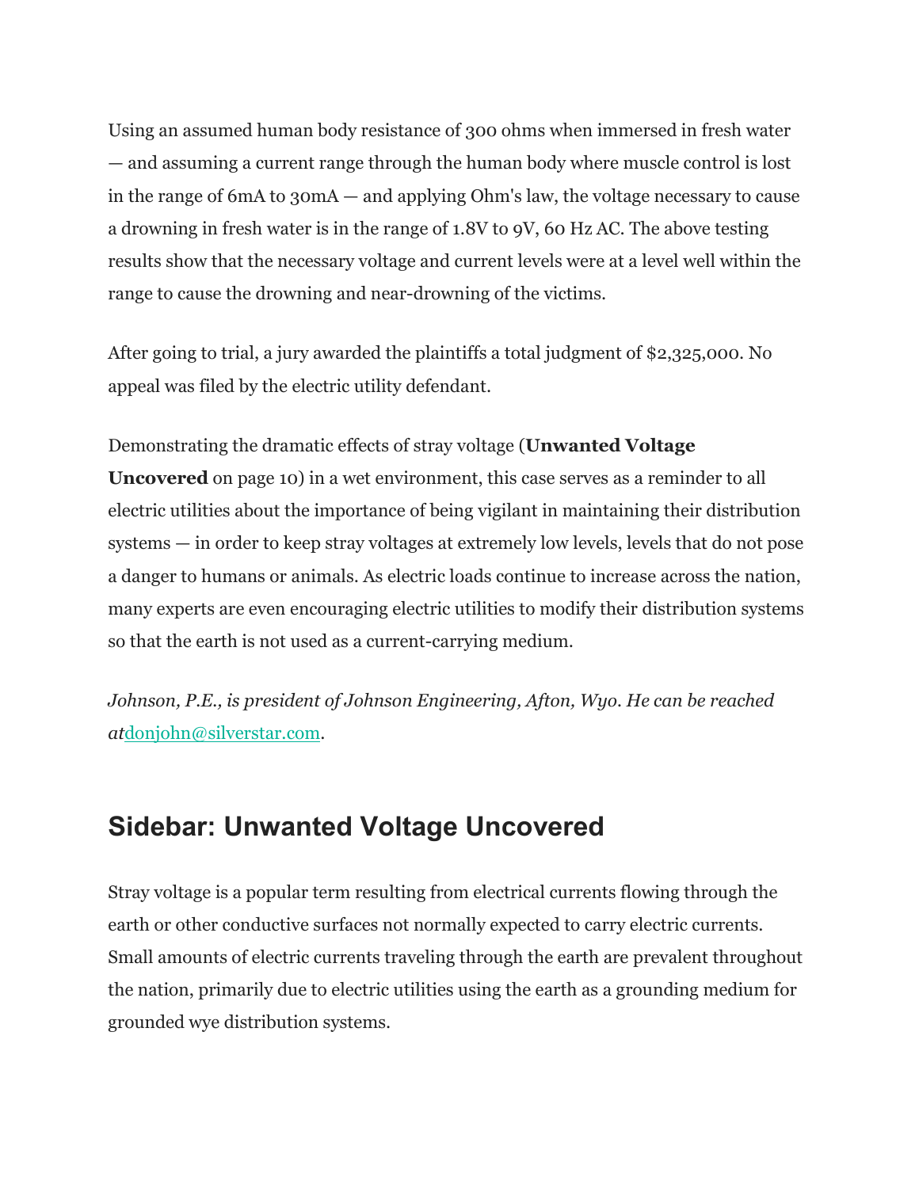Using an assumed human body resistance of 300 ohms when immersed in fresh water — and assuming a current range through the human body where muscle control is lost in the range of 6mA to 30mA — and applying Ohm's law, the voltage necessary to cause a drowning in fresh water is in the range of 1.8V to 9V, 60 Hz AC. The above testing results show that the necessary voltage and current levels were at a level well within the range to cause the drowning and near-drowning of the victims.

After going to trial, a jury awarded the plaintiffs a total judgment of $2,325,000. No appeal was filed by the electric utility defendant.

Demonstrating the dramatic effects of stray voltage (**Unwanted Voltage Uncovered** on page 10) in a wet environment, this case serves as a reminder to all electric utilities about the importance of being vigilant in maintaining their distribution systems — in order to keep stray voltages at extremely low levels, levels that do not pose a danger to humans or animals. As electric loads continue to increase across the nation, many experts are even encouraging electric utilities to modify their distribution systems so that the earth is not used as a current-carrying medium.

*Johnson, P.E., is president of Johnson Engineering, Afton, Wyo. He can be reached at*donjohn@silverstar.com.

## Sidebar: Unwanted Voltage Uncovered

Stray voltage is a popular term resulting from electrical currents flowing through the earth or other conductive surfaces not normally expected to carry electric currents. Small amounts of electric currents traveling through the earth are prevalent throughout the nation, primarily due to electric utilities using the earth as a grounding medium for grounded wye distribution systems.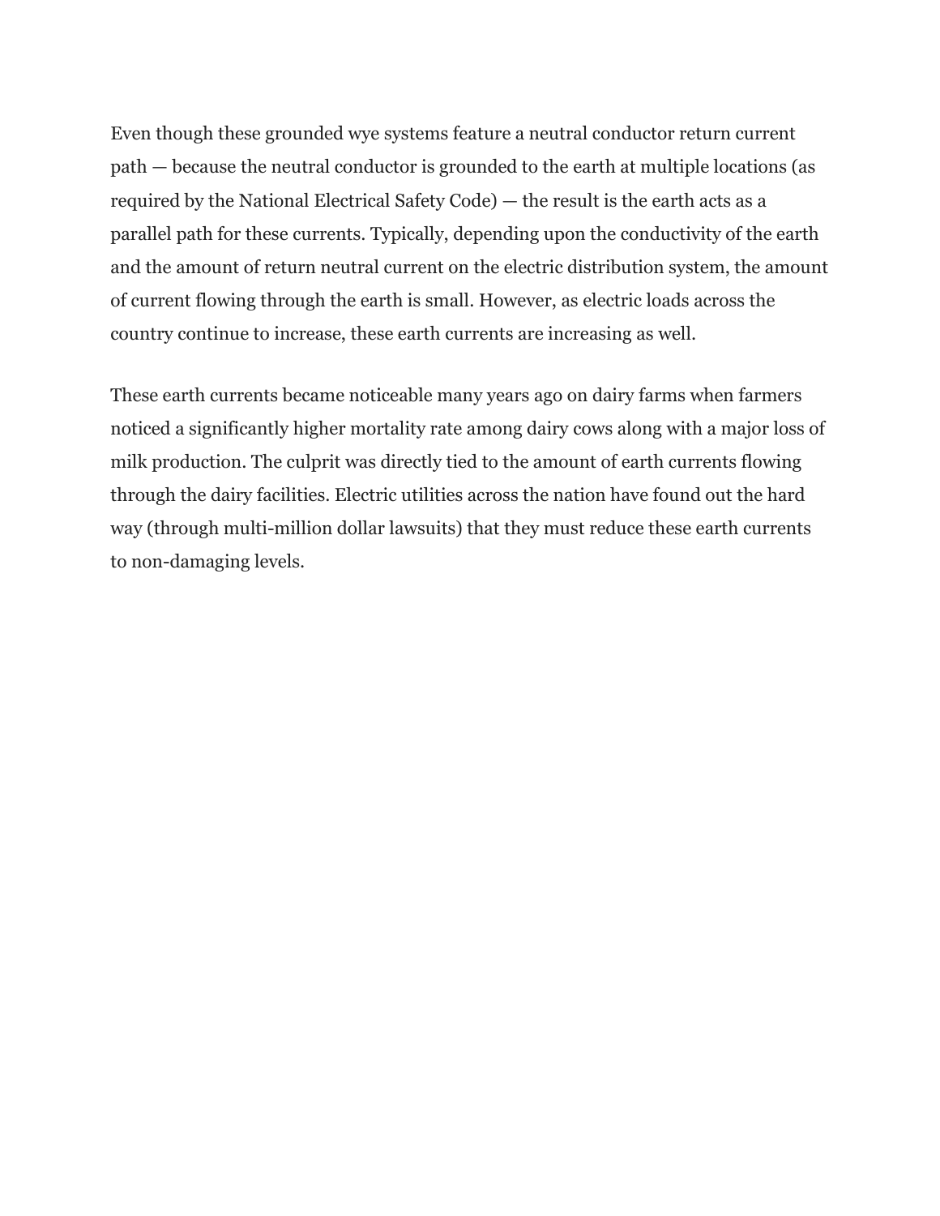Even though these grounded wye systems feature a neutral conductor return current path — because the neutral conductor is grounded to the earth at multiple locations (as required by the National Electrical Safety Code) — the result is the earth acts as a parallel path for these currents. Typically, depending upon the conductivity of the earth and the amount of return neutral current on the electric distribution system, the amount of current flowing through the earth is small. However, as electric loads across the country continue to increase, these earth currents are increasing as well.

These earth currents became noticeable many years ago on dairy farms when farmers noticed a significantly higher mortality rate among dairy cows along with a major loss of milk production. The culprit was directly tied to the amount of earth currents flowing through the dairy facilities. Electric utilities across the nation have found out the hard way (through multi-million dollar lawsuits) that they must reduce these earth currents to non-damaging levels.